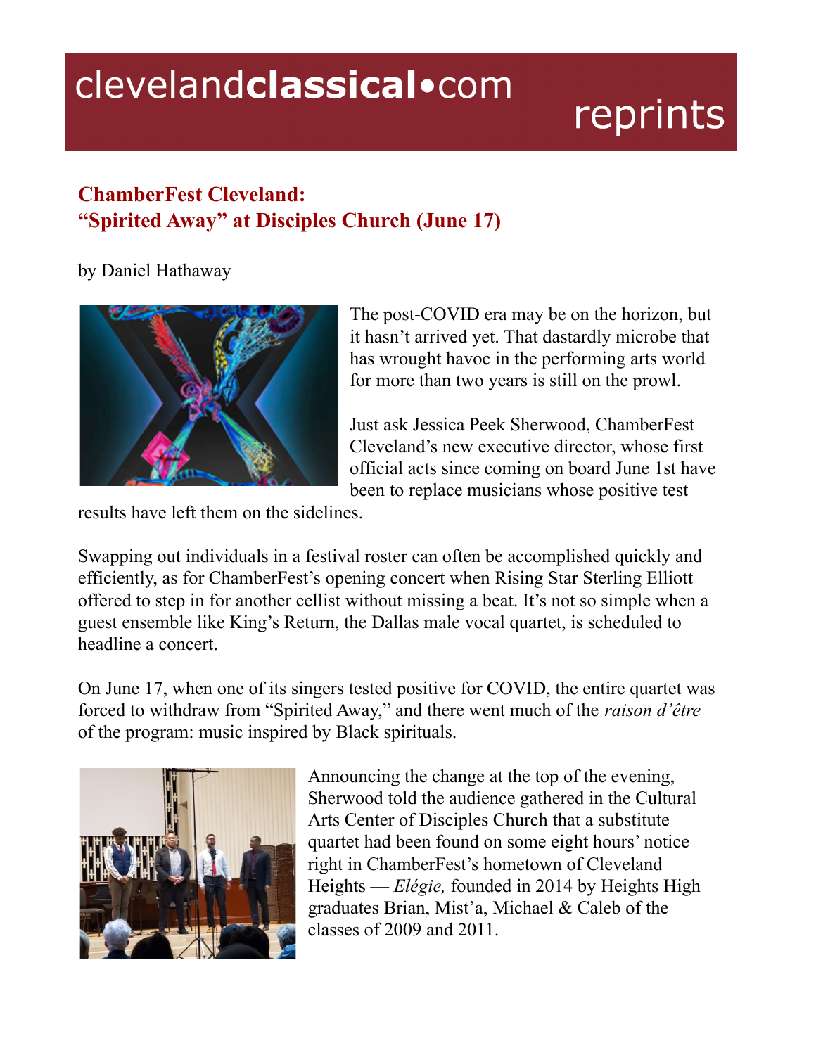clevelandclassical•com reprints

## ChamberFest Cleveland:
## "Spirited Away" at Disciples Church (June 17)

by Daniel Hathaway

The post-COVID era may be on the horizon, but it hasn't arrived yet. That dastardly microbe that has wrought havoc in the performing arts world for more than two years is still on the prowl.

Just ask Jessica Peek Sherwood, ChamberFest Cleveland's new executive director, whose first official acts since coming on board June 1st have been to replace musicians whose positive test results have left them on the sidelines.

Swapping out individuals in a festival roster can often be accomplished quickly and efficiently, as for ChamberFest's opening concert when Rising Star Sterling Elliott offered to step in for another cellist without missing a beat. It's not so simple when a guest ensemble like King's Return, the Dallas male vocal quartet, is scheduled to headline a concert.

On June 17, when one of its singers tested positive for COVID, the entire quartet was forced to withdraw from "Spirited Away," and there went much of the *raison d'être* of the program: music inspired by Black spirituals.

Announcing the change at the top of the evening, Sherwood told the audience gathered in the Cultural Arts Center of Disciples Church that a substitute quartet had been found on some eight hours' notice right in ChamberFest's hometown of Cleveland Heights — *Elégie,* founded in 2014 by Heights High graduates Brian, Mist'a, Michael & Caleb of the classes of 2009 and 2011.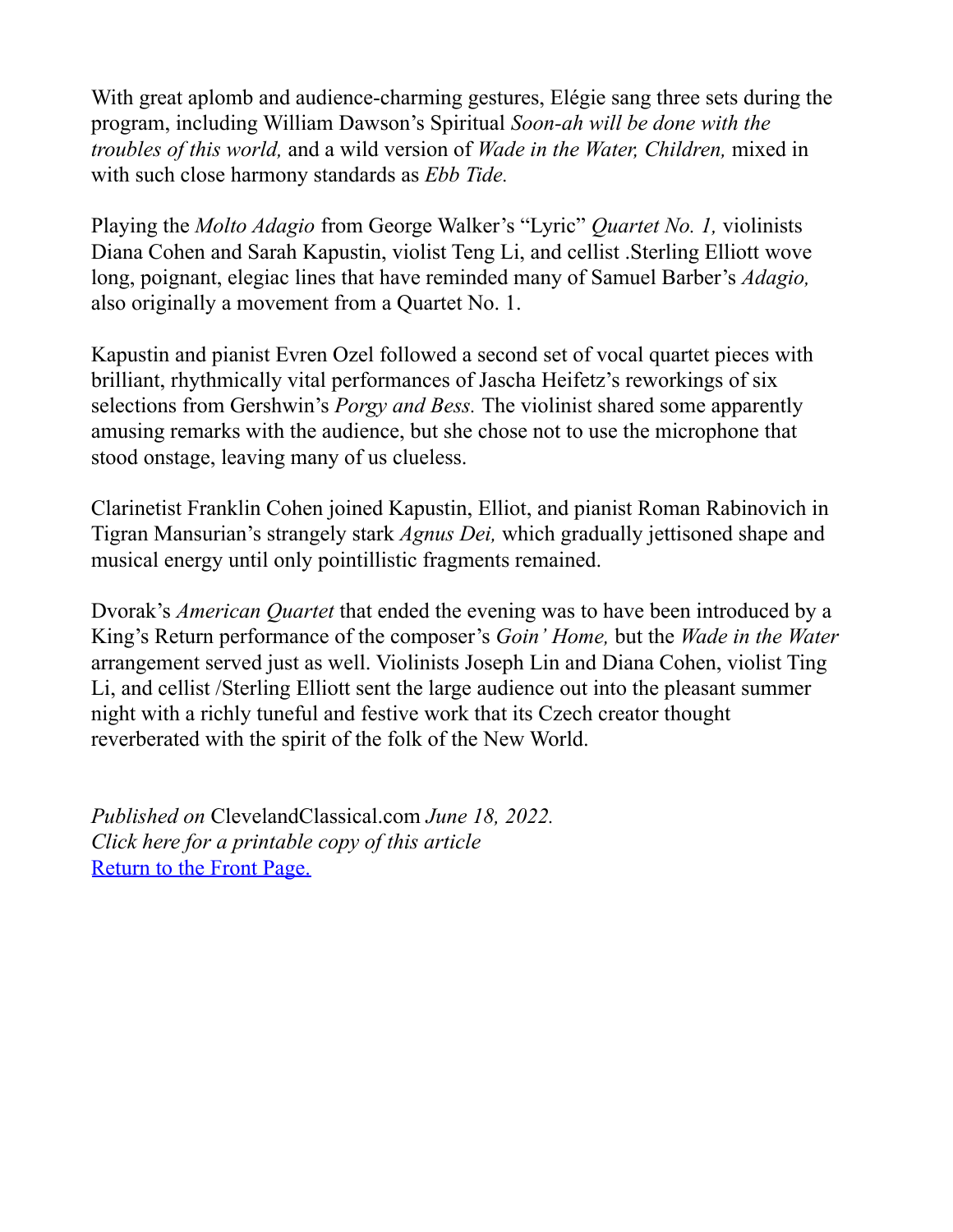With great aplomb and audience-charming gestures, Elégie sang three sets during the program, including William Dawson's Spiritual *Soon-ah will be done with the troubles of this world,* and a wild version of *Wade in the Water, Children,* mixed in with such close harmony standards as *Ebb Tide.*

Playing the *Molto Adagio* from George Walker's "Lyric" *Quartet No. 1,* violinists Diana Cohen and Sarah Kapustin, violist Teng Li, and cellist .Sterling Elliott wove long, poignant, elegiac lines that have reminded many of Samuel Barber's *Adagio,* also originally a movement from a Quartet No. 1.

Kapustin and pianist Evren Ozel followed a second set of vocal quartet pieces with brilliant, rhythmically vital performances of Jascha Heifetz's reworkings of six selections from Gershwin's *Porgy and Bess.* The violinist shared some apparently amusing remarks with the audience, but she chose not to use the microphone that stood onstage, leaving many of us clueless.

Clarinetist Franklin Cohen joined Kapustin, Elliot, and pianist Roman Rabinovich in Tigran Mansurian's strangely stark *Agnus Dei,* which gradually jettisoned shape and musical energy until only pointillistic fragments remained.

Dvorak's *American Quartet* that ended the evening was to have been introduced by a King's Return performance of the composer's *Goin' Home,* but the *Wade in the Water* arrangement served just as well. Violinists Joseph Lin and Diana Cohen, violist Ting Li, and cellist /Sterling Elliott sent the large audience out into the pleasant summer night with a richly tuneful and festive work that its Czech creator thought reverberated with the spirit of the folk of the New World.

*Published on* ClevelandClassical.com *June 18, 2022.*
*Click here for a printable copy of this article*
[Return to the Front Page.]